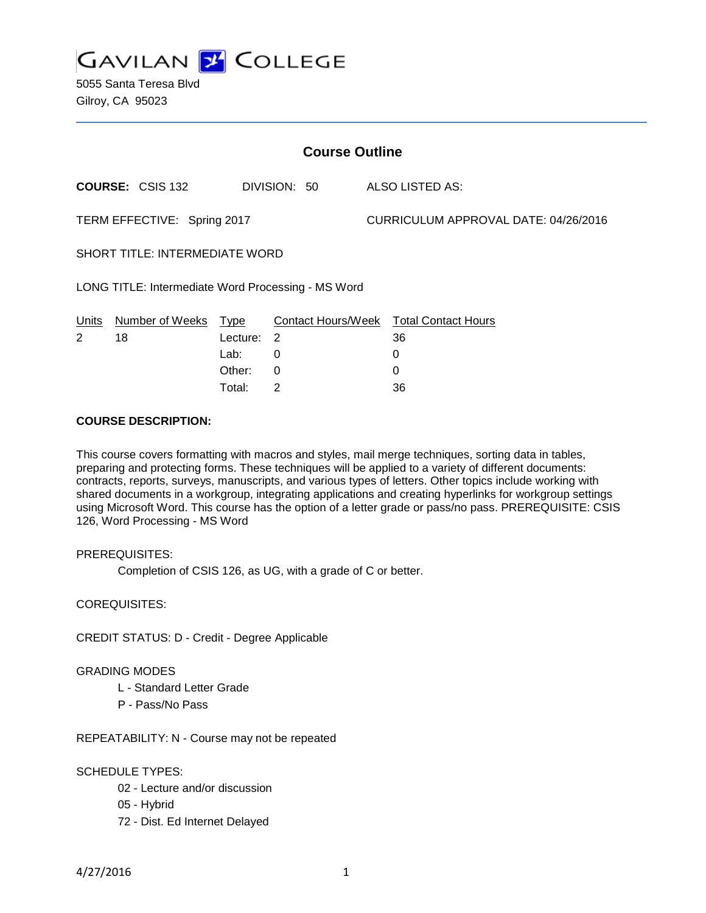# GAVILAN COLLEGE

5055 Santa Teresa Blvd
Gilroy, CA 95023

## Course Outline

**COURSE:** CSIS 132 DIVISION: 50 ALSO LISTED AS:

TERM EFFECTIVE: Spring 2017 CURRICULUM APPROVAL DATE: 04/26/2016

SHORT TITLE: INTERMEDIATE WORD

LONG TITLE: Intermediate Word Processing - MS Word

| Units | Number of Weeks | Type | Contact Hours/Week | Total Contact Hours |
|---|---|---|---|---|
| 2 | 18 | Lecture: | 2 | 36 |
| | | Lab: | 0 | 0 |
| | | Other: | 0 | 0 |
| | | Total: | 2 | 36 |

**COURSE DESCRIPTION:**

This course covers formatting with macros and styles, mail merge techniques, sorting data in tables, preparing and protecting forms. These techniques will be applied to a variety of different documents: contracts, reports, surveys, manuscripts, and various types of letters. Other topics include working with shared documents in a workgroup, integrating applications and creating hyperlinks for workgroup settings using Microsoft Word. This course has the option of a letter grade or pass/no pass. PREREQUISITE: CSIS 126, Word Processing - MS Word

PREREQUISITES:

Completion of CSIS 126, as UG, with a grade of C or better.

COREQUISITES:

CREDIT STATUS: D - Credit - Degree Applicable

GRADING MODES

L - Standard Letter Grade

P - Pass/No Pass

REPEATABILITY: N - Course may not be repeated

SCHEDULE TYPES:

02 - Lecture and/or discussion

05 - Hybrid

72 - Dist. Ed Internet Delayed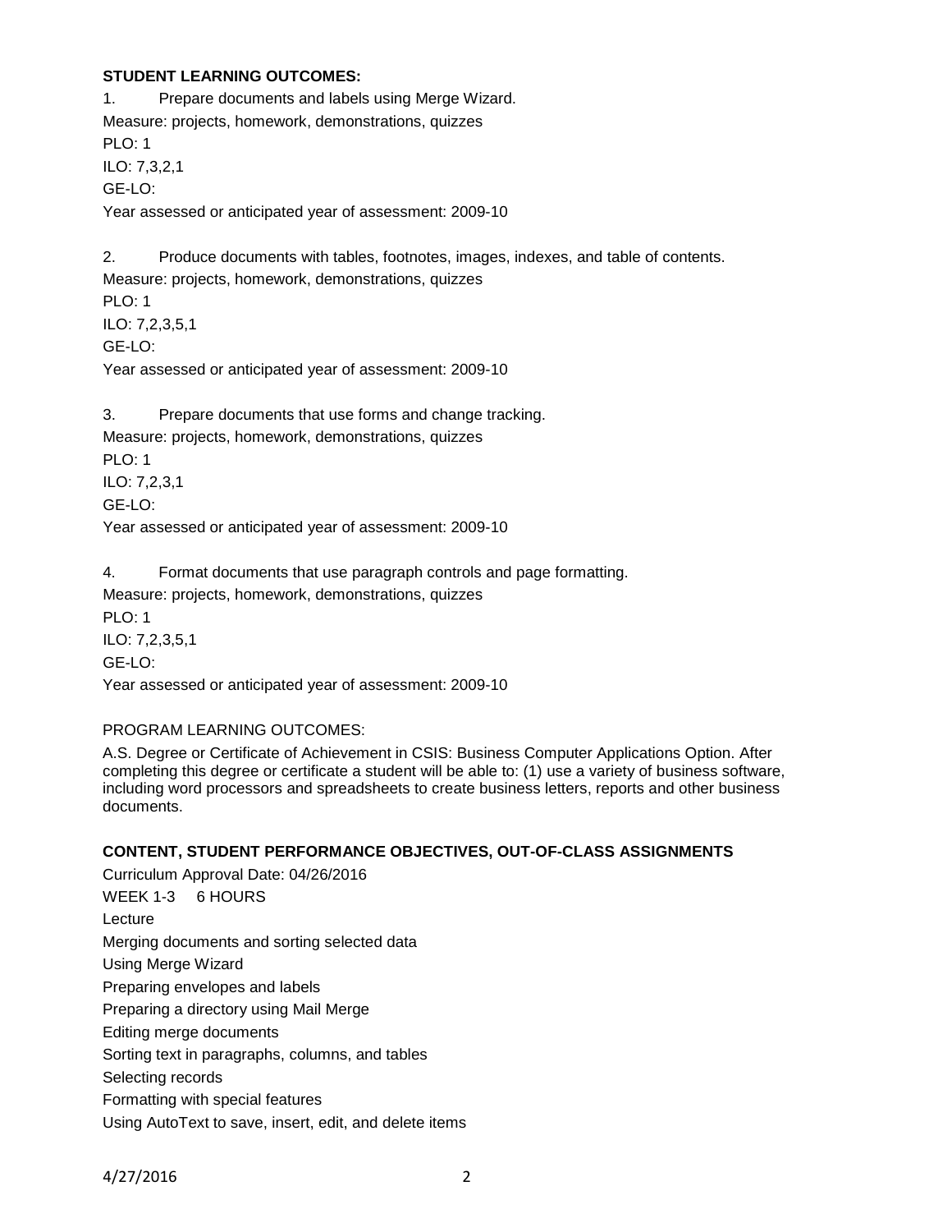**STUDENT LEARNING OUTCOMES:**

1. Prepare documents and labels using Merge Wizard.
Measure: projects, homework, demonstrations, quizzes
PLO: 1
ILO: 7,3,2,1
GE-LO:
Year assessed or anticipated year of assessment: 2009-10

2. Produce documents with tables, footnotes, images, indexes, and table of contents.
Measure: projects, homework, demonstrations, quizzes
PLO: 1
ILO: 7,2,3,5,1
GE-LO:
Year assessed or anticipated year of assessment: 2009-10

3. Prepare documents that use forms and change tracking.
Measure: projects, homework, demonstrations, quizzes
PLO: 1
ILO: 7,2,3,1
GE-LO:
Year assessed or anticipated year of assessment: 2009-10

4. Format documents that use paragraph controls and page formatting.
Measure: projects, homework, demonstrations, quizzes
PLO: 1
ILO: 7,2,3,5,1
GE-LO:
Year assessed or anticipated year of assessment: 2009-10

PROGRAM LEARNING OUTCOMES:

A.S. Degree or Certificate of Achievement in CSIS: Business Computer Applications Option. After completing this degree or certificate a student will be able to: (1) use a variety of business software, including word processors and spreadsheets to create business letters, reports and other business documents.

**CONTENT, STUDENT PERFORMANCE OBJECTIVES, OUT-OF-CLASS ASSIGNMENTS**

Curriculum Approval Date: 04/26/2016

WEEK 1-3 6 HOURS

Lecture

Merging documents and sorting selected data

Using Merge Wizard

Preparing envelopes and labels

Preparing a directory using Mail Merge

Editing merge documents

Sorting text in paragraphs, columns, and tables

Selecting records

Formatting with special features

Using AutoText to save, insert, edit, and delete items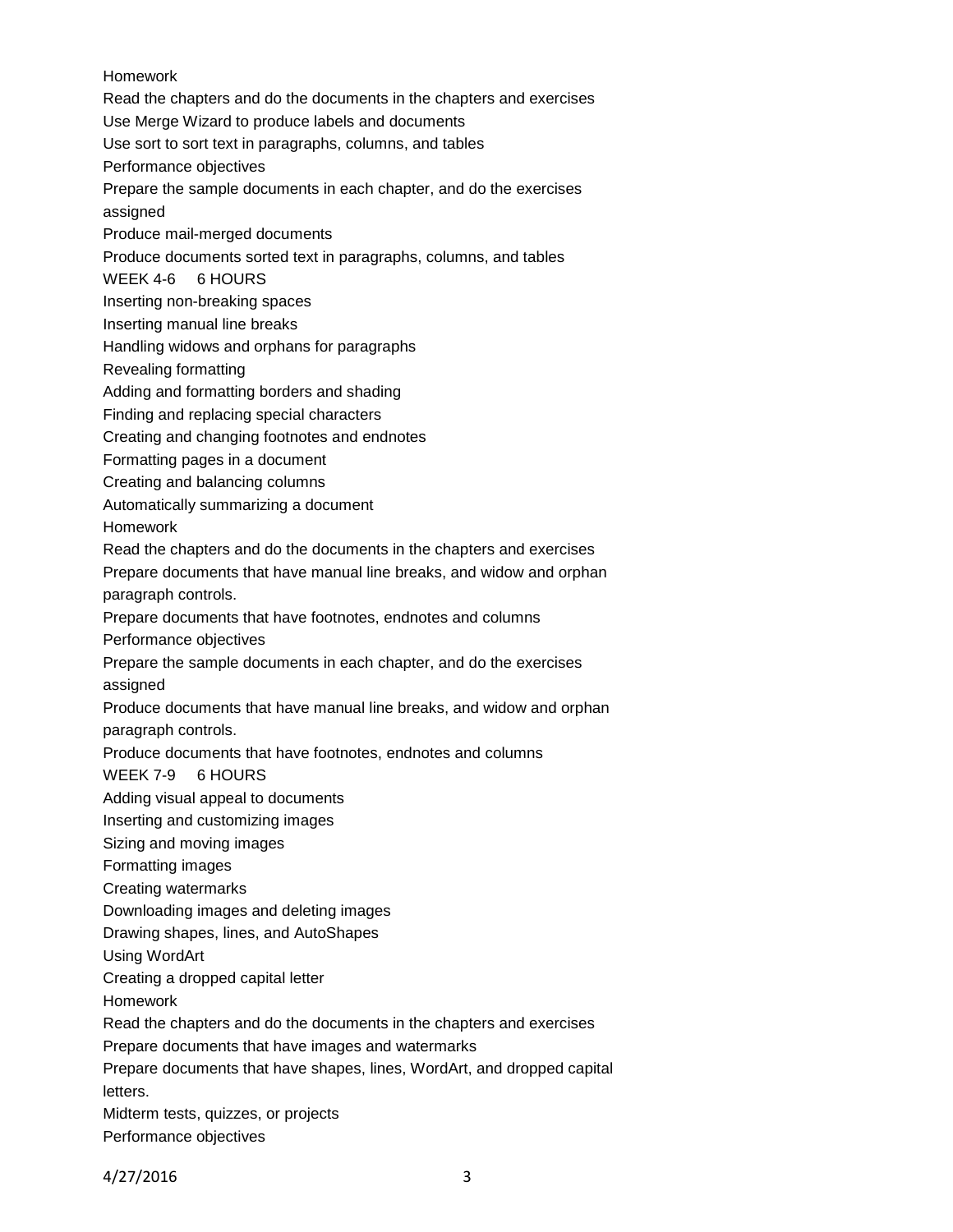Homework

Read the chapters and do the documents in the chapters and exercises

Use Merge Wizard to produce labels and documents

Use sort to sort text in paragraphs, columns, and tables

Performance objectives

Prepare the sample documents in each chapter, and do the exercises assigned

Produce mail-merged documents

Produce documents sorted text in paragraphs, columns, and tables

WEEK 4-6 6 HOURS

Inserting non-breaking spaces

Inserting manual line breaks

Handling widows and orphans for paragraphs

Revealing formatting

Adding and formatting borders and shading

Finding and replacing special characters

Creating and changing footnotes and endnotes

Formatting pages in a document

Creating and balancing columns

Automatically summarizing a document

Homework

Read the chapters and do the documents in the chapters and exercises

Prepare documents that have manual line breaks, and widow and orphan paragraph controls.

Prepare documents that have footnotes, endnotes and columns

Performance objectives

Prepare the sample documents in each chapter, and do the exercises assigned

Produce documents that have manual line breaks, and widow and orphan paragraph controls.

Produce documents that have footnotes, endnotes and columns

WEEK 7-9 6 HOURS

Adding visual appeal to documents

Inserting and customizing images

Sizing and moving images

Formatting images

Creating watermarks

Downloading images and deleting images

Drawing shapes, lines, and AutoShapes

Using WordArt

Creating a dropped capital letter

Homework

Read the chapters and do the documents in the chapters and exercises

Prepare documents that have images and watermarks

Prepare documents that have shapes, lines, WordArt, and dropped capital letters.

Midterm tests, quizzes, or projects

Performance objectives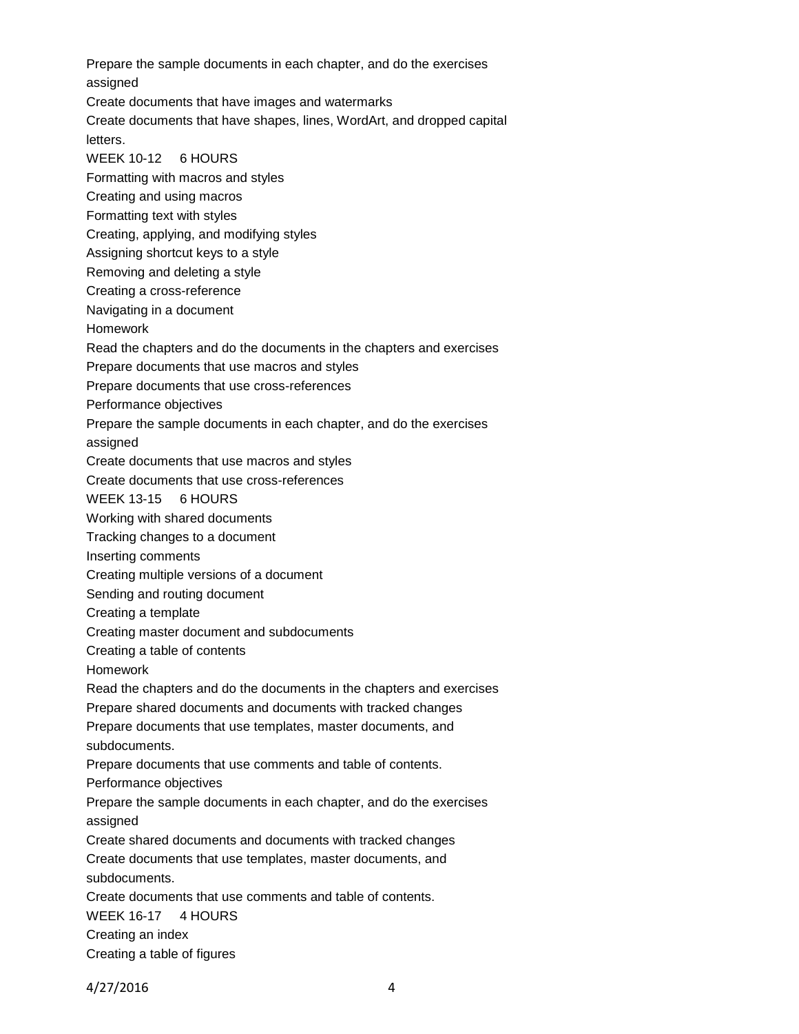Prepare the sample documents in each chapter, and do the exercises assigned

Create documents that have images and watermarks

Create documents that have shapes, lines, WordArt, and dropped capital letters.

WEEK 10-12 6 HOURS

Formatting with macros and styles

Creating and using macros

Formatting text with styles

Creating, applying, and modifying styles

Assigning shortcut keys to a style

Removing and deleting a style

Creating a cross-reference

Navigating in a document

Homework

Read the chapters and do the documents in the chapters and exercises

Prepare documents that use macros and styles

Prepare documents that use cross-references

Performance objectives

Prepare the sample documents in each chapter, and do the exercises assigned

Create documents that use macros and styles

Create documents that use cross-references

WEEK 13-15 6 HOURS

Working with shared documents

Tracking changes to a document

Inserting comments

Creating multiple versions of a document

Sending and routing document

Creating a template

Creating master document and subdocuments

Creating a table of contents

Homework

Read the chapters and do the documents in the chapters and exercises

Prepare shared documents and documents with tracked changes

Prepare documents that use templates, master documents, and subdocuments.

Prepare documents that use comments and table of contents.

Performance objectives

Prepare the sample documents in each chapter, and do the exercises assigned

Create shared documents and documents with tracked changes

Create documents that use templates, master documents, and subdocuments.

Create documents that use comments and table of contents.

WEEK 16-17 4 HOURS

Creating an index

Creating a table of figures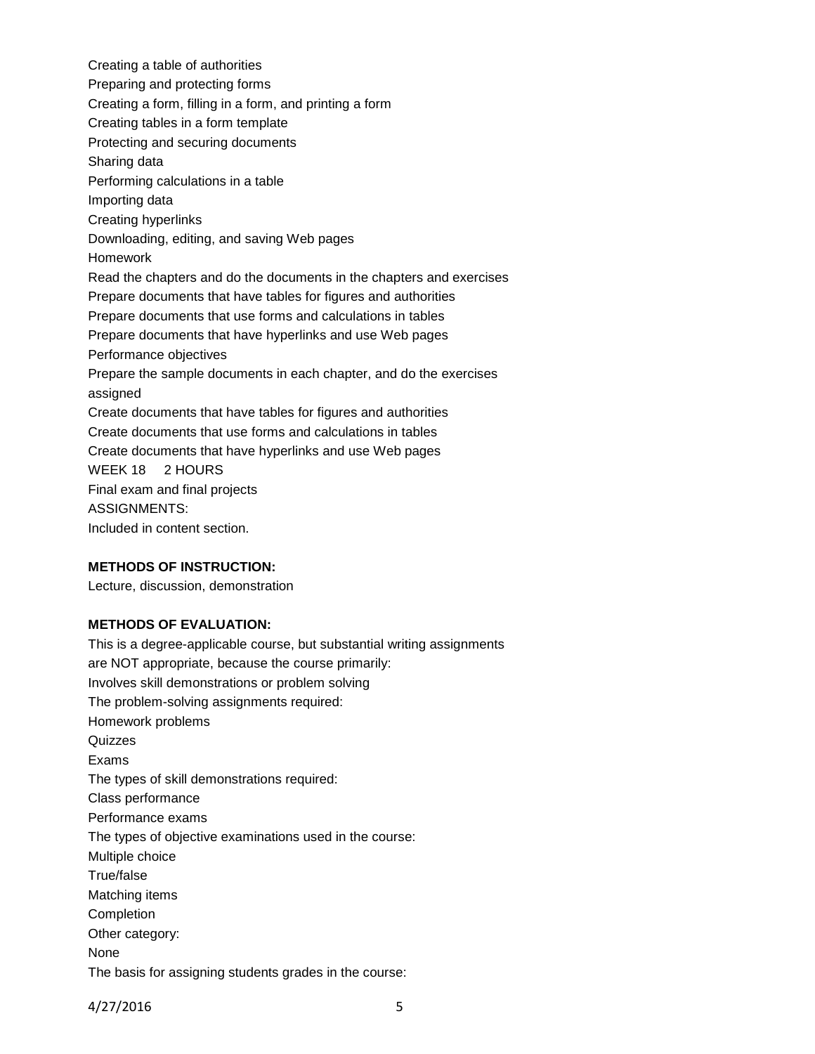Creating a table of authorities
Preparing and protecting forms
Creating a form, filling in a form, and printing a form
Creating tables in a form template
Protecting and securing documents
Sharing data
Performing calculations in a table
Importing data
Creating hyperlinks
Downloading, editing, and saving Web pages
Homework
Read the chapters and do the documents in the chapters and exercises
Prepare documents that have tables for figures and authorities
Prepare documents that use forms and calculations in tables
Prepare documents that have hyperlinks and use Web pages
Performance objectives
Prepare the sample documents in each chapter, and do the exercises assigned
Create documents that have tables for figures and authorities
Create documents that use forms and calculations in tables
Create documents that have hyperlinks and use Web pages
WEEK 18 2 HOURS
Final exam and final projects
ASSIGNMENTS:
Included in content section.

**METHODS OF INSTRUCTION:**
Lecture, discussion, demonstration

**METHODS OF EVALUATION:**
This is a degree-applicable course, but substantial writing assignments are NOT appropriate, because the course primarily:
Involves skill demonstrations or problem solving
The problem-solving assignments required:
Homework problems
Quizzes
Exams
The types of skill demonstrations required:
Class performance
Performance exams
The types of objective examinations used in the course:
Multiple choice
True/false
Matching items
Completion
Other category:
None
The basis for assigning students grades in the course: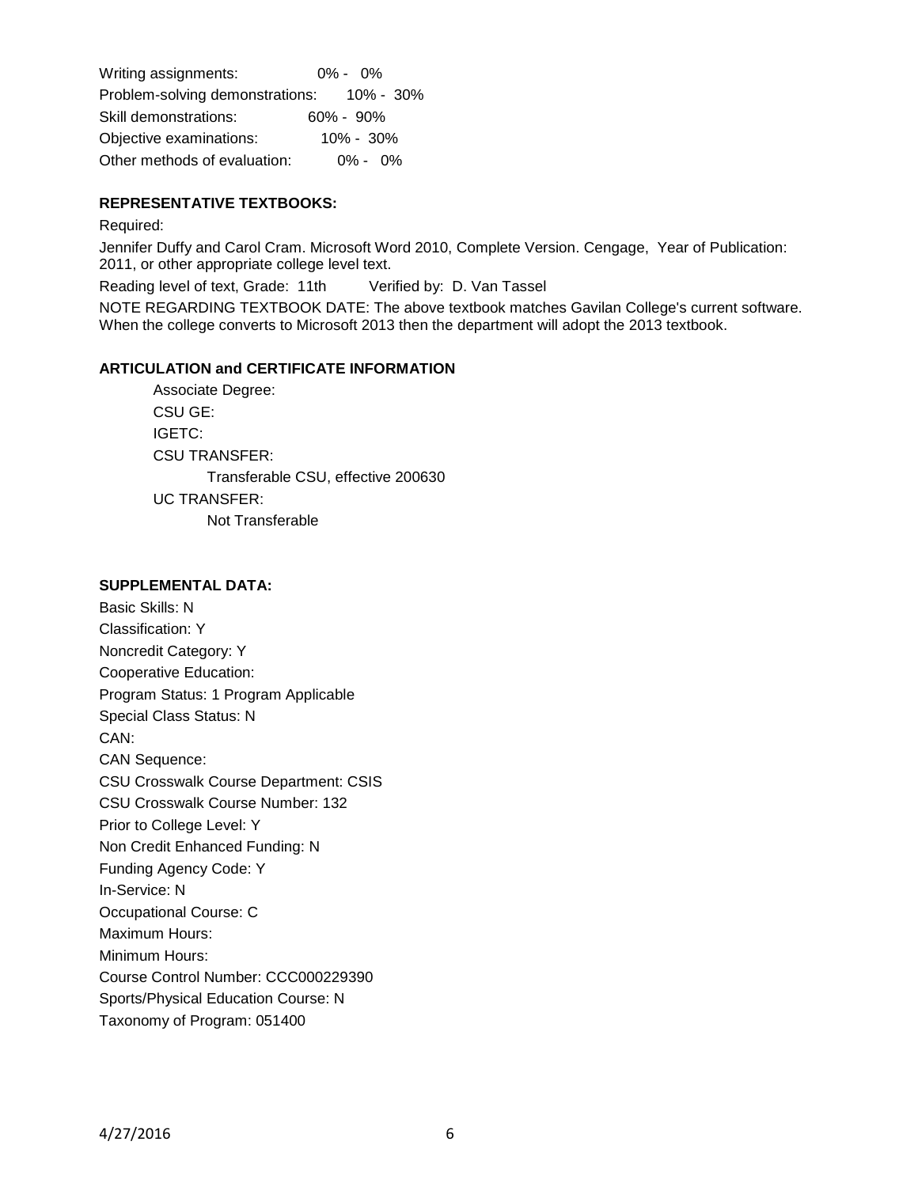Writing assignments: 0% - 0%
Problem-solving demonstrations: 10% - 30%
Skill demonstrations: 60% - 90%
Objective examinations: 10% - 30%
Other methods of evaluation: 0% - 0%

**REPRESENTATIVE TEXTBOOKS:**

Required:

Jennifer Duffy and Carol Cram. Microsoft Word 2010, Complete Version. Cengage, Year of Publication: 2011, or other appropriate college level text.

Reading level of text, Grade: 11th Verified by: D. Van Tassel

NOTE REGARDING TEXTBOOK DATE: The above textbook matches Gavilan College's current software. When the college converts to Microsoft 2013 then the department will adopt the 2013 textbook.

**ARTICULATION and CERTIFICATE INFORMATION**

Associate Degree:
CSU GE:
IGETC:
CSU TRANSFER:
Transferable CSU, effective 200630
UC TRANSFER:
Not Transferable

**SUPPLEMENTAL DATA:**

Basic Skills: N
Classification: Y
Noncredit Category: Y
Cooperative Education:
Program Status: 1 Program Applicable
Special Class Status: N
CAN:
CAN Sequence:
CSU Crosswalk Course Department: CSIS
CSU Crosswalk Course Number: 132
Prior to College Level: Y
Non Credit Enhanced Funding: N
Funding Agency Code: Y
In-Service: N
Occupational Course: C
Maximum Hours:
Minimum Hours:
Course Control Number: CCC000229390
Sports/Physical Education Course: N
Taxonomy of Program: 051400